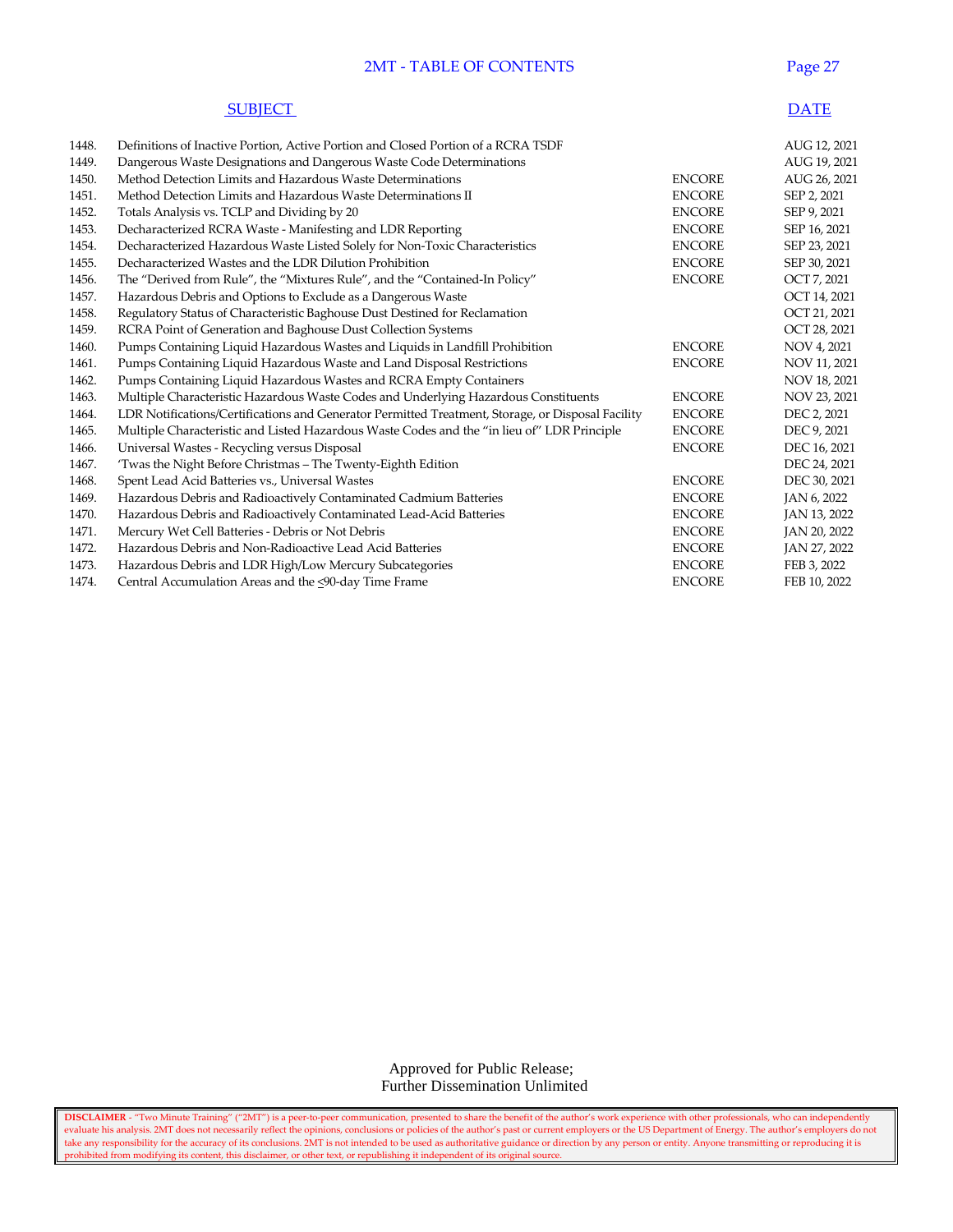# 2MT - TABLE OF CONTENTS

| | SUBJECT | | DATE |
|---|---|---|---|
| 1448. | Definitions of Inactive Portion, Active Portion and Closed Portion of a RCRA TSDF | | AUG 12, 2021 |
| 1449. | Dangerous Waste Designations and Dangerous Waste Code Determinations | | AUG 19, 2021 |
| 1450. | Method Detection Limits and Hazardous Waste Determinations | ENCORE | AUG 26, 2021 |
| 1451. | Method Detection Limits and Hazardous Waste Determinations II | ENCORE | SEP 2, 2021 |
| 1452. | Totals Analysis vs. TCLP and Dividing by 20 | ENCORE | SEP 9, 2021 |
| 1453. | Decharacterized RCRA Waste - Manifesting and LDR Reporting | ENCORE | SEP 16, 2021 |
| 1454. | Decharacterized Hazardous Waste Listed Solely for Non-Toxic Characteristics | ENCORE | SEP 23, 2021 |
| 1455. | Decharacterized Wastes and the LDR Dilution Prohibition | ENCORE | SEP 30, 2021 |
| 1456. | The "Derived from Rule", the "Mixtures Rule", and the "Contained-In Policy" | ENCORE | OCT 7, 2021 |
| 1457. | Hazardous Debris and Options to Exclude as a Dangerous Waste | | OCT 14, 2021 |
| 1458. | Regulatory Status of Characteristic Baghouse Dust Destined for Reclamation | | OCT 21, 2021 |
| 1459. | RCRA Point of Generation and Baghouse Dust Collection Systems | | OCT 28, 2021 |
| 1460. | Pumps Containing Liquid Hazardous Wastes and Liquids in Landfill Prohibition | ENCORE | NOV 4, 2021 |
| 1461. | Pumps Containing Liquid Hazardous Waste and Land Disposal Restrictions | ENCORE | NOV 11, 2021 |
| 1462. | Pumps Containing Liquid Hazardous Wastes and RCRA Empty Containers | | NOV 18, 2021 |
| 1463. | Multiple Characteristic Hazardous Waste Codes and Underlying Hazardous Constituents | ENCORE | NOV 23, 2021 |
| 1464. | LDR Notifications/Certifications and Generator Permitted Treatment, Storage, or Disposal Facility | ENCORE | DEC 2, 2021 |
| 1465. | Multiple Characteristic and Listed Hazardous Waste Codes and the "in lieu of" LDR Principle | ENCORE | DEC 9, 2021 |
| 1466. | Universal Wastes - Recycling versus Disposal | ENCORE | DEC 16, 2021 |
| 1467. | 'Twas the Night Before Christmas – The Twenty-Eighth Edition | | DEC 24, 2021 |
| 1468. | Spent Lead Acid Batteries vs., Universal Wastes | ENCORE | DEC 30, 2021 |
| 1469. | Hazardous Debris and Radioactively Contaminated Cadmium Batteries | ENCORE | JAN 6, 2022 |
| 1470. | Hazardous Debris and Radioactively Contaminated Lead-Acid Batteries | ENCORE | JAN 13, 2022 |
| 1471. | Mercury Wet Cell Batteries - Debris or Not Debris | ENCORE | JAN 20, 2022 |
| 1472. | Hazardous Debris and Non-Radioactive Lead Acid Batteries | ENCORE | JAN 27, 2022 |
| 1473. | Hazardous Debris and LDR High/Low Mercury Subcategories | ENCORE | FEB 3, 2022 |
| 1474. | Central Accumulation Areas and the ≤90-day Time Frame | ENCORE | FEB 10, 2022 |

Approved for Public Release;
Further Dissemination Unlimited

**DISCLAIMER** - "Two Minute Training" ("2MT") is a peer-to-peer communication, presented to share the benefit of the author's work experience with other professionals, who can independently evaluate his analysis. 2MT does not necessarily reflect the opinions, conclusions or policies of the author's past or current employers or the US Department of Energy. The author's employers do not take any responsibility for the accuracy of its conclusions. 2MT is not intended to be used as authoritative guidance or direction by any person or entity. Anyone transmitting or reproducing it is prohibited from modifying its content, this disclaimer, or other text, or republishing it independent of its original source.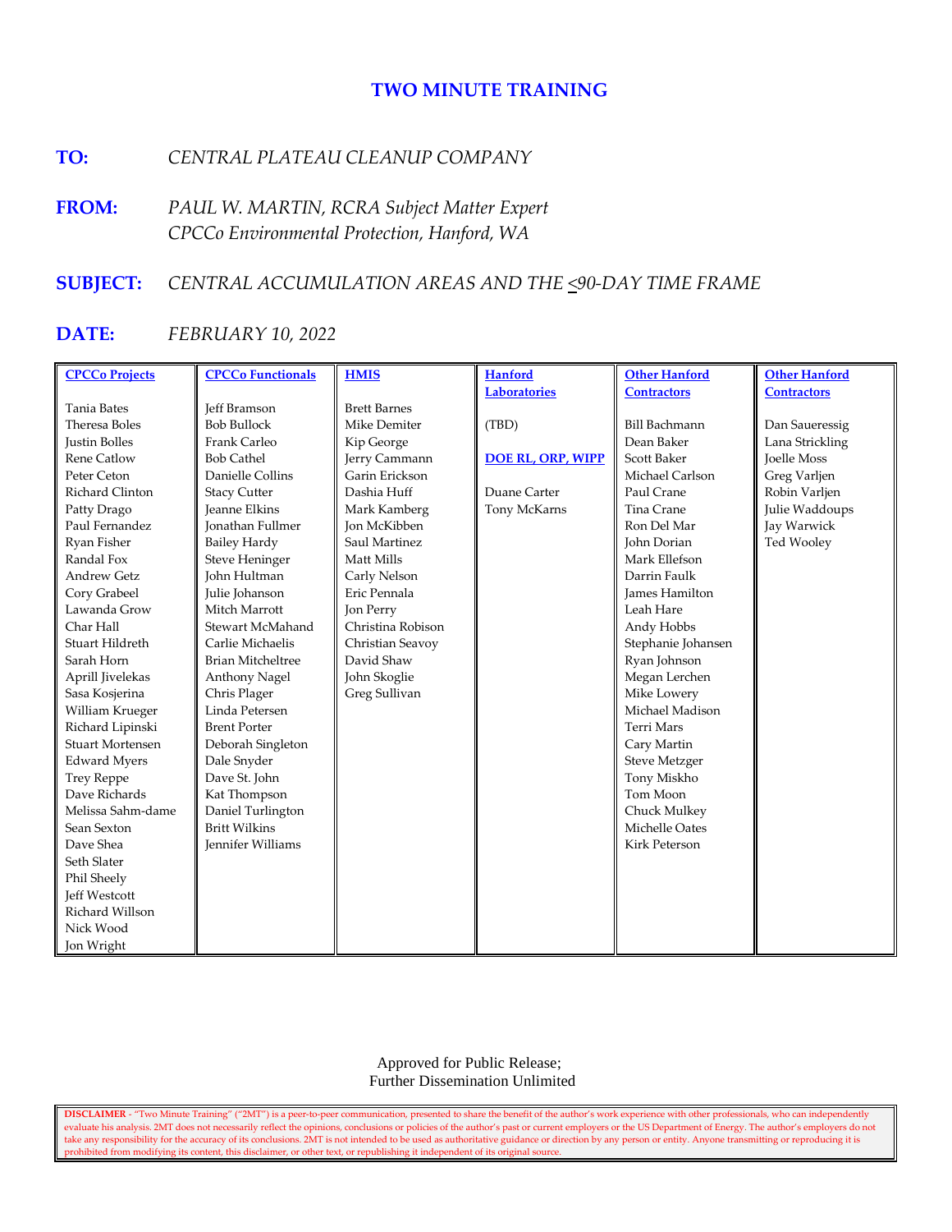# TWO MINUTE TRAINING

**TO:** *CENTRAL PLATEAU CLEANUP COMPANY*

**FROM:** *PAUL W. MARTIN, RCRA Subject Matter Expert*
*CPCCo Environmental Protection, Hanford, WA*

**SUBJECT:** *CENTRAL ACCUMULATION AREAS AND THE ≤90-DAY TIME FRAME*

**DATE:** *FEBRUARY 10, 2022*

| CPCCo Projects | CPCCo Functionals | HMIS | Hanford Laboratories | Other Hanford Contractors | Other Hanford Contractors |
|---|---|---|---|---|---|
| Tania Bates | Jeff Bramson | Brett Barnes | (TBD) | Bill Bachmann | Dan Saueressig |
| Theresa Boles | Bob Bullock | Mike Demiter | | Dean Baker | Lana Strickling |
| Justin Bolles | Frank Carleo | Kip George | **DOE RL, ORP, WIPP** | Scott Baker | Joelle Moss |
| Rene Catlow | Bob Cathel | Jerry Cammann | | Michael Carlson | Greg Varljen |
| Peter Ceton | Danielle Collins | Garin Erickson | Duane Carter | Paul Crane | Robin Varljen |
| Richard Clinton | Stacy Cutter | Dashia Huff | Tony McKarns | Tina Crane | Julie Waddoups |
| Patty Drago | Jeanne Elkins | Mark Kamberg | | Ron Del Mar | Jay Warwick |
| Paul Fernandez | Jonathan Fullmer | Jon McKibben | | John Dorian | Ted Wooley |
| Ryan Fisher | Bailey Hardy | Saul Martinez | | Mark Ellefson | |
| Randal Fox | Steve Heninger | Matt Mills | | Darrin Faulk | |
| Andrew Getz | John Hultman | Carly Nelson | | James Hamilton | |
| Cory Grabeel | Julie Johanson | Eric Pennala | | Leah Hare | |
| Lawanda Grow | Mitch Marrott | Jon Perry | | Andy Hobbs | |
| Char Hall | Stewart McMahand | Christina Robison | | Stephanie Johansen | |
| Stuart Hildreth | Carlie Michaelis | Christian Seavoy | | Ryan Johnson | |
| Sarah Horn | Brian Mitcheltree | David Shaw | | Megan Lerchen | |
| Aprill Jivelekas | Anthony Nagel | John Skoglie | | Mike Lowery | |
| Sasa Kosjerina | Chris Plager | Greg Sullivan | | Michael Madison | |
| William Krueger | Linda Petersen | | | Terri Mars | |
| Richard Lipinski | Brent Porter | | | Cary Martin | |
| Stuart Mortensen | Deborah Singleton | | | Steve Metzger | |
| Edward Myers | Dale Snyder | | | Tony Miskho | |
| Trey Reppe | Dave St. John | | | Tom Moon | |
| Dave Richards | Kat Thompson | | | Chuck Mulkey | |
| Melissa Sahm-dame | Daniel Turlington | | | Michelle Oates | |
| Sean Sexton | Britt Wilkins | | | Kirk Peterson | |
| Dave Shea | Jennifer Williams | | | | |
| Seth Slater | | | | | |
| Phil Sheely | | | | | |
| Jeff Westcott | | | | | |
| Richard Willson | | | | | |
| Nick Wood | | | | | |
| Jon Wright | | | | | |

Approved for Public Release;
Further Dissemination Unlimited

**DISCLAIMER** - "Two Minute Training" ("2MT") is a peer-to-peer communication, presented to share the benefit of the author's work experience with other professionals, who can independently evaluate his analysis. 2MT does not necessarily reflect the opinions, conclusions or policies of the author's past or current employers or the US Department of Energy. The author's employers do not take any responsibility for the accuracy of its conclusions. 2MT is not intended to be used as authoritative guidance or direction by any person or entity. Anyone transmitting or reproducing it is prohibited from modifying its content, this disclaimer, or other text, or republishing it independent of its original source.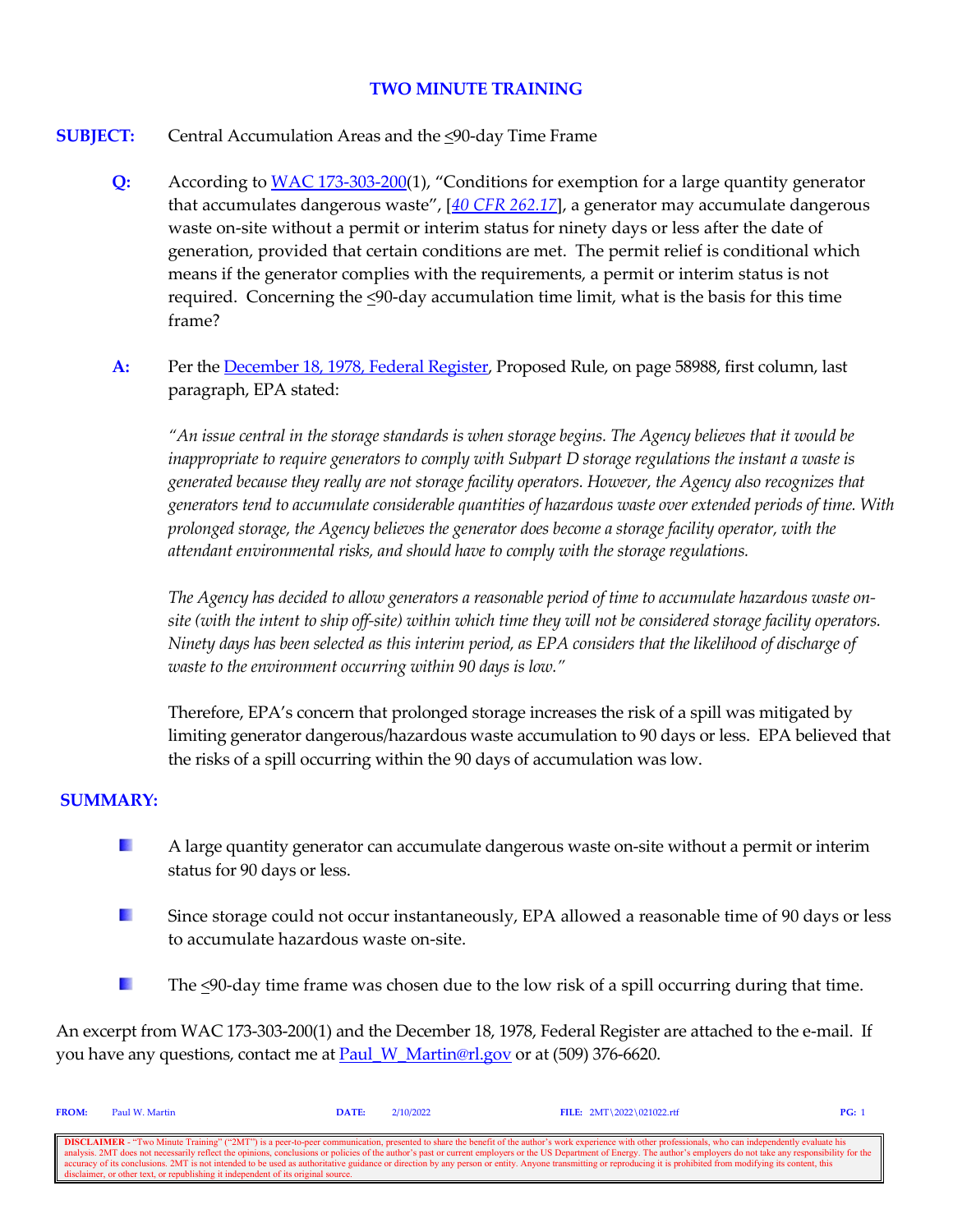**TWO MINUTE TRAINING**

**SUBJECT:** Central Accumulation Areas and the ≤90-day Time Frame

**Q:** According to WAC 173-303-200(1), "Conditions for exemption for a large quantity generator that accumulates dangerous waste", [*40 CFR 262.17*], a generator may accumulate dangerous waste on-site without a permit or interim status for ninety days or less after the date of generation, provided that certain conditions are met. The permit relief is conditional which means if the generator complies with the requirements, a permit or interim status is not required. Concerning the ≤90-day accumulation time limit, what is the basis for this time frame?

**A:** Per the December 18, 1978, Federal Register, Proposed Rule, on page 58988, first column, last paragraph, EPA stated:

*"An issue central in the storage standards is when storage begins. The Agency believes that it would be inappropriate to require generators to comply with Subpart D storage regulations the instant a waste is generated because they really are not storage facility operators. However, the Agency also recognizes that generators tend to accumulate considerable quantities of hazardous waste over extended periods of time. With prolonged storage, the Agency believes the generator does become a storage facility operator, with the attendant environmental risks, and should have to comply with the storage regulations.*

*The Agency has decided to allow generators a reasonable period of time to accumulate hazardous waste on-site (with the intent to ship off-site) within which time they will not be considered storage facility operators. Ninety days has been selected as this interim period, as EPA considers that the likelihood of discharge of waste to the environment occurring within 90 days is low."*

Therefore, EPA's concern that prolonged storage increases the risk of a spill was mitigated by limiting generator dangerous/hazardous waste accumulation to 90 days or less. EPA believed that the risks of a spill occurring within the 90 days of accumulation was low.

**SUMMARY:**

- A large quantity generator can accumulate dangerous waste on-site without a permit or interim status for 90 days or less.
- Since storage could not occur instantaneously, EPA allowed a reasonable time of 90 days or less to accumulate hazardous waste on-site.
- The ≤90-day time frame was chosen due to the low risk of a spill occurring during that time.

An excerpt from WAC 173-303-200(1) and the December 18, 1978, Federal Register are attached to the e-mail. If you have any questions, contact me at Paul_W_Martin@rl.gov or at (509) 376-6620.

**FROM:** Paul W. Martin **DATE:** 2/10/2022 **FILE:** 2MT\2022\021022.rtf

**DISCLAIMER** - "Two Minute Training" ("2MT") is a peer-to-peer communication, presented to share the benefit of the author's work experience with other professionals, who can independently evaluate his analysis. 2MT does not necessarily reflect the opinions, conclusions or policies of the author's past or current employers or the US Department of Energy. The author's employers do not take any responsibility for the accuracy of its conclusions. 2MT is not intended to be used as authoritative guidance or direction by any person or entity. Anyone transmitting or reproducing it is prohibited from modifying its content, this disclaimer, or other text, or republishing it independent of its original source.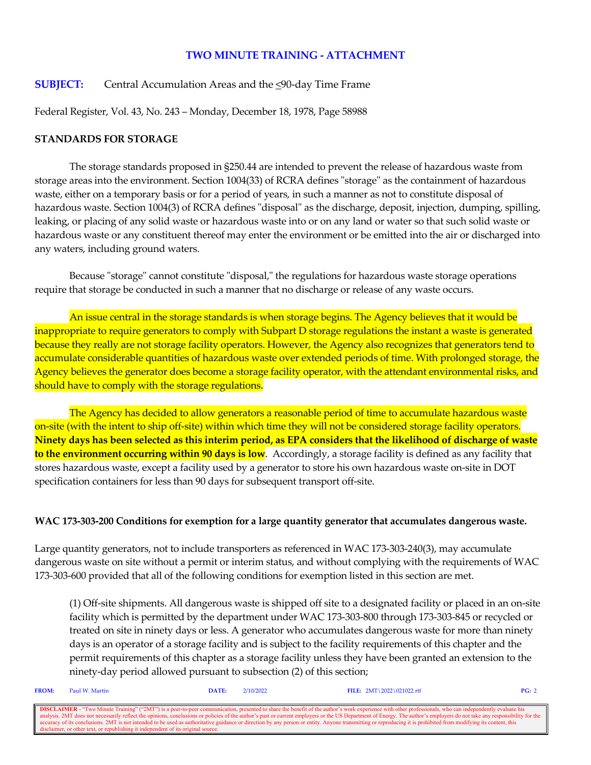## TWO MINUTE TRAINING - ATTACHMENT

**SUBJECT:** Central Accumulation Areas and the ≤90-day Time Frame

Federal Register, Vol. 43, No. 243 – Monday, December 18, 1978, Page 58988

### STANDARDS FOR STORAGE

The storage standards proposed in §250.44 are intended to prevent the release of hazardous waste from storage areas into the environment. Section 1004(33) of RCRA defines "storage" as the containment of hazardous waste, either on a temporary basis or for a period of years, in such a manner as not to constitute disposal of hazardous waste. Section 1004(3) of RCRA defines "disposal" as the discharge, deposit, injection, dumping, spilling, leaking, or placing of any solid waste or hazardous waste into or on any land or water so that such solid waste or hazardous waste or any constituent thereof may enter the environment or be emitted into the air or discharged into any waters, including ground waters.

Because "storage" cannot constitute "disposal," the regulations for hazardous waste storage operations require that storage be conducted in such a manner that no discharge or release of any waste occurs.

An issue central in the storage standards is when storage begins. The Agency believes that it would be inappropriate to require generators to comply with Subpart D storage regulations the instant a waste is generated because they really are not storage facility operators. However, the Agency also recognizes that generators tend to accumulate considerable quantities of hazardous waste over extended periods of time. With prolonged storage, the Agency believes the generator does become a storage facility operator, with the attendant environmental risks, and should have to comply with the storage regulations.

The Agency has decided to allow generators a reasonable period of time to accumulate hazardous waste on-site (with the intent to ship off-site) within which time they will not be considered storage facility operators. **Ninety days has been selected as this interim period, as EPA considers that the likelihood of discharge of waste to the environment occurring within 90 days is low**. Accordingly, a storage facility is defined as any facility that stores hazardous waste, except a facility used by a generator to store his own hazardous waste on-site in DOT specification containers for less than 90 days for subsequent transport off-site.

### WAC 173-303-200 Conditions for exemption for a large quantity generator that accumulates dangerous waste.

Large quantity generators, not to include transporters as referenced in WAC 173-303-240(3), may accumulate dangerous waste on site without a permit or interim status, and without complying with the requirements of WAC 173-303-600 provided that all of the following conditions for exemption listed in this section are met.

> (1) Off-site shipments. All dangerous waste is shipped off site to a designated facility or placed in an on-site facility which is permitted by the department under WAC 173-303-800 through 173-303-845 or recycled or treated on site in ninety days or less. A generator who accumulates dangerous waste for more than ninety days is an operator of a storage facility and is subject to the facility requirements of this chapter and the permit requirements of this chapter as a storage facility unless they have been granted an extension to the ninety-day period allowed pursuant to subsection (2) of this section;

**FROM:** Paul W. Martin **DATE:** 2/10/2022 **FILE:** 2MT\2022\021022.rtf

DISCLAIMER - "Two Minute Training" ("2MT") is a peer-to-peer communication, presented to share the benefit of the author's work experience with other professionals, who can independently evaluate his analysis. 2MT does not necessarily reflect the opinions, conclusions or policies of the author's past or current employers or the US Department of Energy. The author's employers do not take any responsibility for the accuracy of its conclusions. 2MT is not intended to be used as authoritative guidance or direction by any person or entity. Anyone transmitting or reproducing it is prohibited from modifying its content, this disclaimer, or other text, or republishing it independent of its original source.